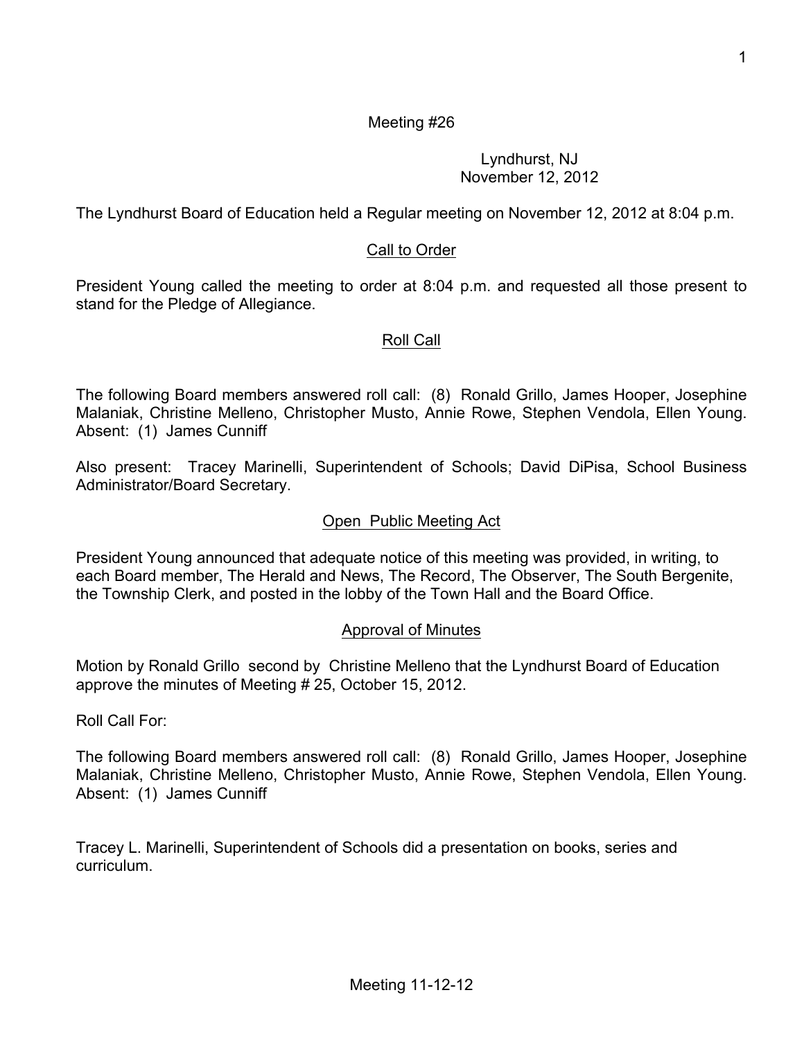Meeting #26

Lyndhurst, NJ
November 12, 2012

The Lyndhurst Board of Education held a Regular meeting on November 12, 2012 at 8:04 p.m.

## Call to Order

President Young called the meeting to order at 8:04 p.m. and requested all those present to stand for the Pledge of Allegiance.

## Roll Call

The following Board members answered roll call: (8) Ronald Grillo, James Hooper, Josephine Malaniak, Christine Melleno, Christopher Musto, Annie Rowe, Stephen Vendola, Ellen Young. Absent: (1) James Cunniff

Also present: Tracey Marinelli, Superintendent of Schools; David DiPisa, School Business Administrator/Board Secretary.

## Open Public Meeting Act

President Young announced that adequate notice of this meeting was provided, in writing, to each Board member, The Herald and News, The Record, The Observer, The South Bergenite, the Township Clerk, and posted in the lobby of the Town Hall and the Board Office.

## Approval of Minutes

Motion by Ronald Grillo second by Christine Melleno that the Lyndhurst Board of Education approve the minutes of Meeting # 25, October 15, 2012.

Roll Call For:

The following Board members answered roll call: (8) Ronald Grillo, James Hooper, Josephine Malaniak, Christine Melleno, Christopher Musto, Annie Rowe, Stephen Vendola, Ellen Young. Absent: (1) James Cunniff

Tracey L. Marinelli, Superintendent of Schools did a presentation on books, series and curriculum.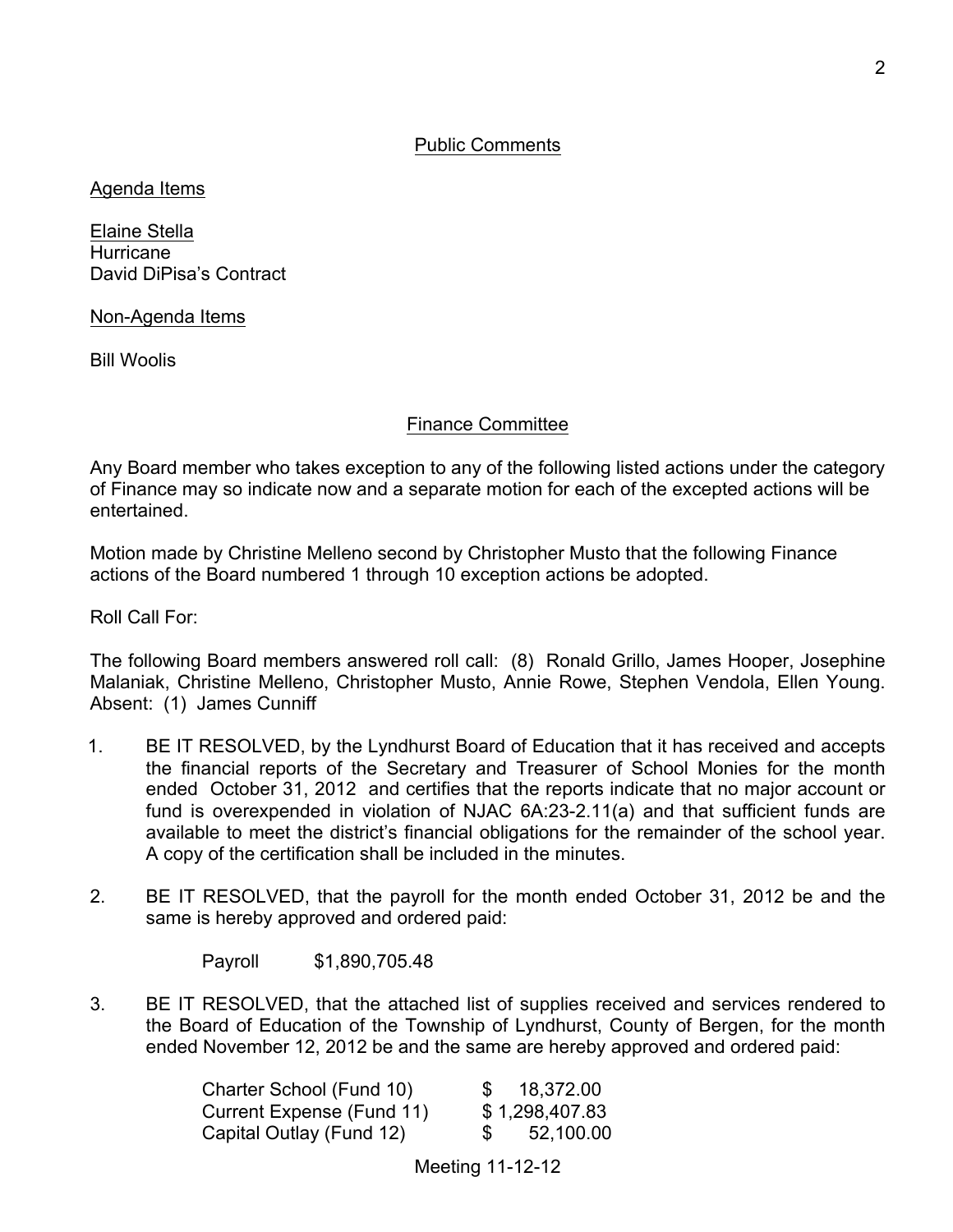## Public Comments

Agenda Items

Elaine Stella
Hurricane
David DiPisa's Contract

Non-Agenda Items

Bill Woolis

## Finance Committee

Any Board member who takes exception to any of the following listed actions under the category of Finance may so indicate now and a separate motion for each of the excepted actions will be entertained.

Motion made by Christine Melleno second by Christopher Musto that the following Finance actions of the Board numbered 1 through 10 exception actions be adopted.

Roll Call For:

The following Board members answered roll call: (8) Ronald Grillo, James Hooper, Josephine Malaniak, Christine Melleno, Christopher Musto, Annie Rowe, Stephen Vendola, Ellen Young. Absent: (1) James Cunniff

1. BE IT RESOLVED, by the Lyndhurst Board of Education that it has received and accepts the financial reports of the Secretary and Treasurer of School Monies for the month ended October 31, 2012 and certifies that the reports indicate that no major account or fund is overexpended in violation of NJAC 6A:23-2.11(a) and that sufficient funds are available to meet the district's financial obligations for the remainder of the school year. A copy of the certification shall be included in the minutes.

2. BE IT RESOLVED, that the payroll for the month ended October 31, 2012 be and the same is hereby approved and ordered paid:

   Payroll $1,890,705.48

3. BE IT RESOLVED, that the attached list of supplies received and services rendered to the Board of Education of the Township of Lyndhurst, County of Bergen, for the month ended November 12, 2012 be and the same are hereby approved and ordered paid:

| | |
|---|---|
| Charter School (Fund 10) | $ 18,372.00 |
| Current Expense (Fund 11) | $ 1,298,407.83 |
| Capital Outlay (Fund 12) | $ 52,100.00 |

Meeting 11-12-12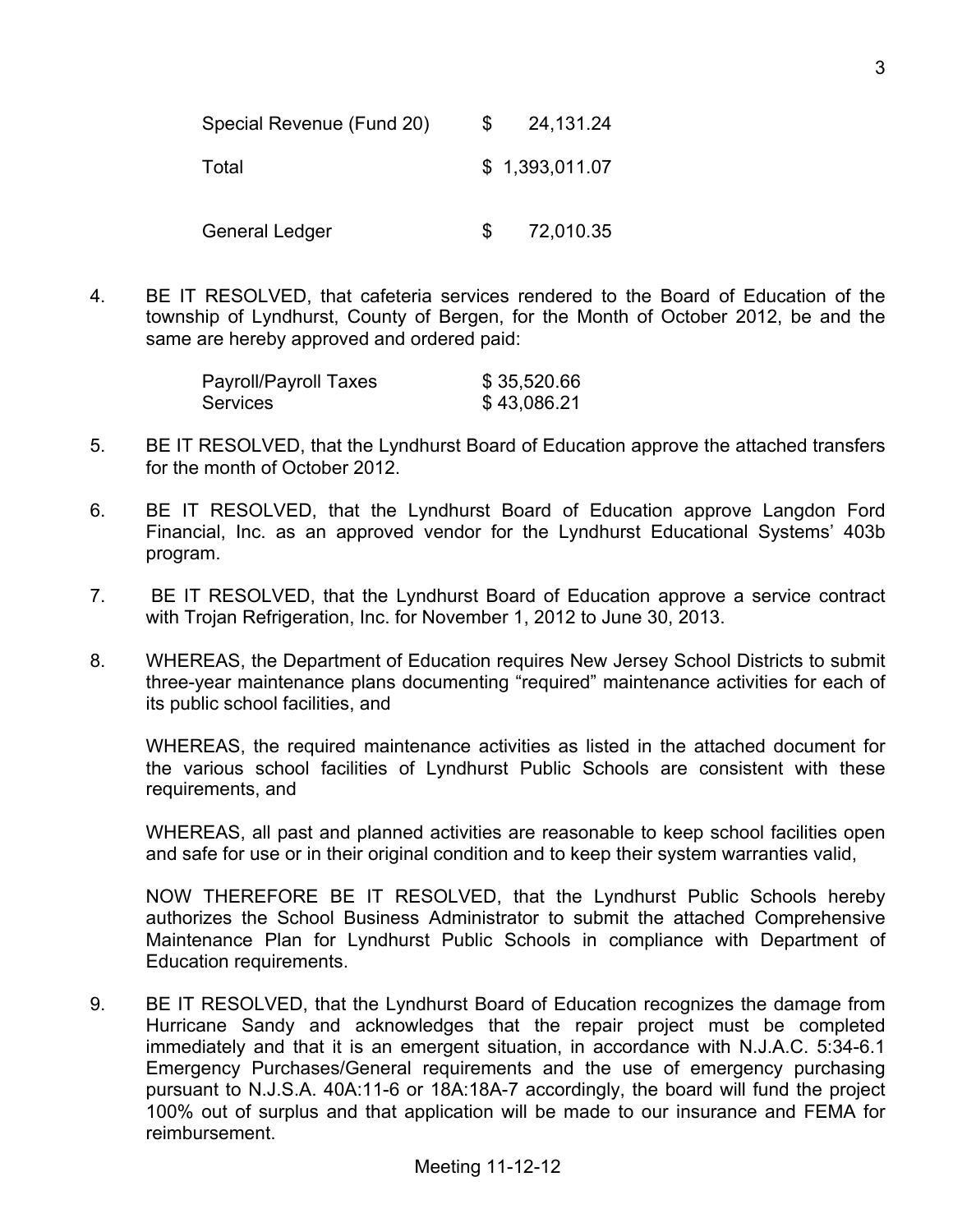| | |
|---|---|
| Special Revenue (Fund 20) | $ 24,131.24 |
| Total | $ 1,393,011.07 |
| General Ledger | $ 72,010.35 |

4. BE IT RESOLVED, that cafeteria services rendered to the Board of Education of the township of Lyndhurst, County of Bergen, for the Month of October 2012, be and the same are hereby approved and ordered paid:

| | |
|---|---|
| Payroll/Payroll Taxes | $ 35,520.66 |
| Services | $ 43,086.21 |

5. BE IT RESOLVED, that the Lyndhurst Board of Education approve the attached transfers for the month of October 2012.

6. BE IT RESOLVED, that the Lyndhurst Board of Education approve Langdon Ford Financial, Inc. as an approved vendor for the Lyndhurst Educational Systems' 403b program.

7. BE IT RESOLVED, that the Lyndhurst Board of Education approve a service contract with Trojan Refrigeration, Inc. for November 1, 2012 to June 30, 2013.

8. WHEREAS, the Department of Education requires New Jersey School Districts to submit three-year maintenance plans documenting "required" maintenance activities for each of its public school facilities, and

   WHEREAS, the required maintenance activities as listed in the attached document for the various school facilities of Lyndhurst Public Schools are consistent with these requirements, and

   WHEREAS, all past and planned activities are reasonable to keep school facilities open and safe for use or in their original condition and to keep their system warranties valid,

   NOW THEREFORE BE IT RESOLVED, that the Lyndhurst Public Schools hereby authorizes the School Business Administrator to submit the attached Comprehensive Maintenance Plan for Lyndhurst Public Schools in compliance with Department of Education requirements.

9. BE IT RESOLVED, that the Lyndhurst Board of Education recognizes the damage from Hurricane Sandy and acknowledges that the repair project must be completed immediately and that it is an emergent situation, in accordance with N.J.A.C. 5:34-6.1 Emergency Purchases/General requirements and the use of emergency purchasing pursuant to N.J.S.A. 40A:11-6 or 18A:18A-7 accordingly, the board will fund the project 100% out of surplus and that application will be made to our insurance and FEMA for reimbursement.

Meeting 11-12-12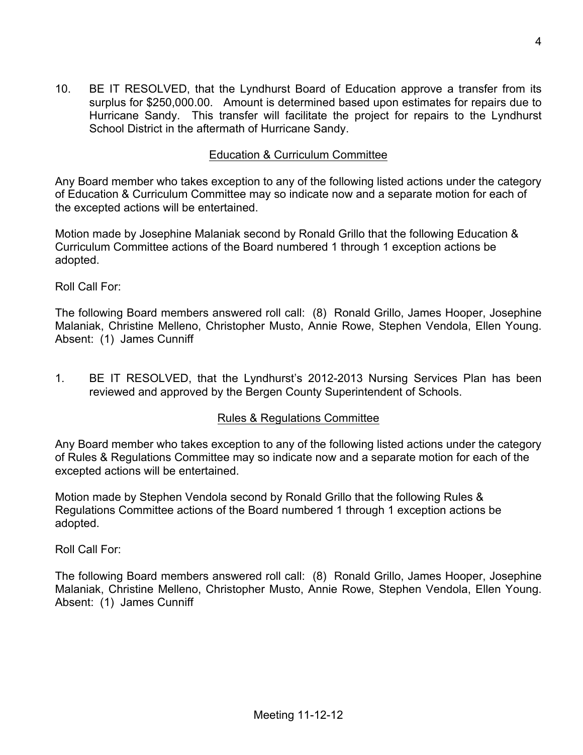10. BE IT RESOLVED, that the Lyndhurst Board of Education approve a transfer from its surplus for $250,000.00. Amount is determined based upon estimates for repairs due to Hurricane Sandy. This transfer will facilitate the project for repairs to the Lyndhurst School District in the aftermath of Hurricane Sandy.

## Education & Curriculum Committee

Any Board member who takes exception to any of the following listed actions under the category of Education & Curriculum Committee may so indicate now and a separate motion for each of the excepted actions will be entertained.

Motion made by Josephine Malaniak second by Ronald Grillo that the following Education & Curriculum Committee actions of the Board numbered 1 through 1 exception actions be adopted.

Roll Call For:

The following Board members answered roll call: (8) Ronald Grillo, James Hooper, Josephine Malaniak, Christine Melleno, Christopher Musto, Annie Rowe, Stephen Vendola, Ellen Young. Absent: (1) James Cunniff

1. BE IT RESOLVED, that the Lyndhurst's 2012-2013 Nursing Services Plan has been reviewed and approved by the Bergen County Superintendent of Schools.

## Rules & Regulations Committee

Any Board member who takes exception to any of the following listed actions under the category of Rules & Regulations Committee may so indicate now and a separate motion for each of the excepted actions will be entertained.

Motion made by Stephen Vendola second by Ronald Grillo that the following Rules & Regulations Committee actions of the Board numbered 1 through 1 exception actions be adopted.

Roll Call For:

The following Board members answered roll call: (8) Ronald Grillo, James Hooper, Josephine Malaniak, Christine Melleno, Christopher Musto, Annie Rowe, Stephen Vendola, Ellen Young. Absent: (1) James Cunniff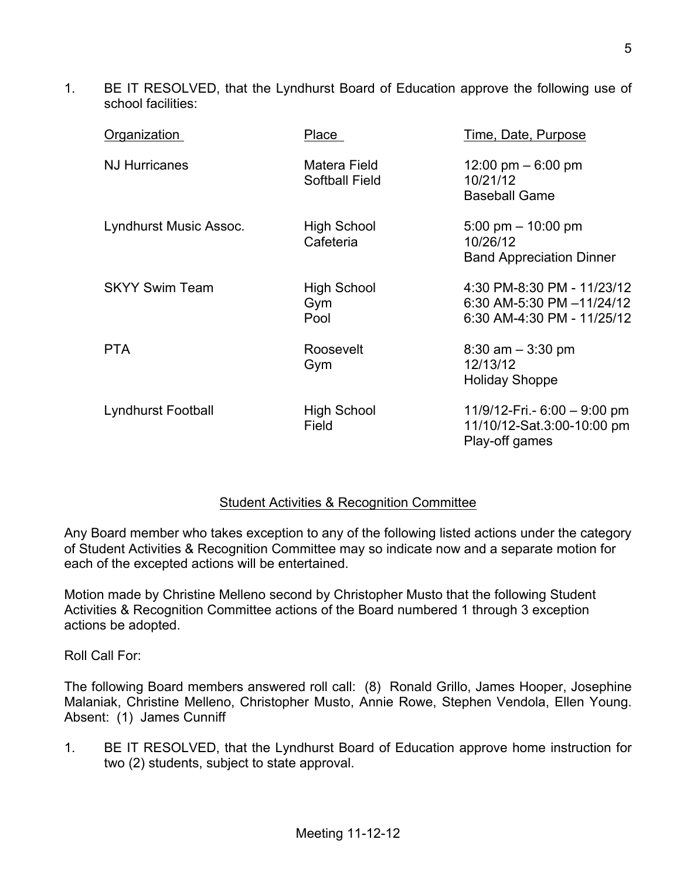1. BE IT RESOLVED, that the Lyndhurst Board of Education approve the following use of school facilities:

| Organization | Place | Time, Date, Purpose |
|---|---|---|
| NJ Hurricanes | Matera Field Softball Field | 12:00 pm – 6:00 pm 10/21/12 Baseball Game |
| Lyndhurst Music Assoc. | High School Cafeteria | 5:00 pm – 10:00 pm 10/26/12 Band Appreciation Dinner |
| SKYY Swim Team | High School Gym Pool | 4:30 PM-8:30 PM - 11/23/12 6:30 AM-5:30 PM –11/24/12 6:30 AM-4:30 PM - 11/25/12 |
| PTA | Roosevelt Gym | 8:30 am – 3:30 pm 12/13/12 Holiday Shoppe |
| Lyndhurst Football | High School Field | 11/9/12-Fri.- 6:00 – 9:00 pm 11/10/12-Sat.3:00-10:00 pm Play-off games |

## Student Activities & Recognition Committee

Any Board member who takes exception to any of the following listed actions under the category of Student Activities & Recognition Committee may so indicate now and a separate motion for each of the excepted actions will be entertained.

Motion made by Christine Melleno second by Christopher Musto that the following Student Activities & Recognition Committee actions of the Board numbered 1 through 3 exception actions be adopted.

Roll Call For:

The following Board members answered roll call: (8) Ronald Grillo, James Hooper, Josephine Malaniak, Christine Melleno, Christopher Musto, Annie Rowe, Stephen Vendola, Ellen Young. Absent: (1) James Cunniff

1. BE IT RESOLVED, that the Lyndhurst Board of Education approve home instruction for two (2) students, subject to state approval.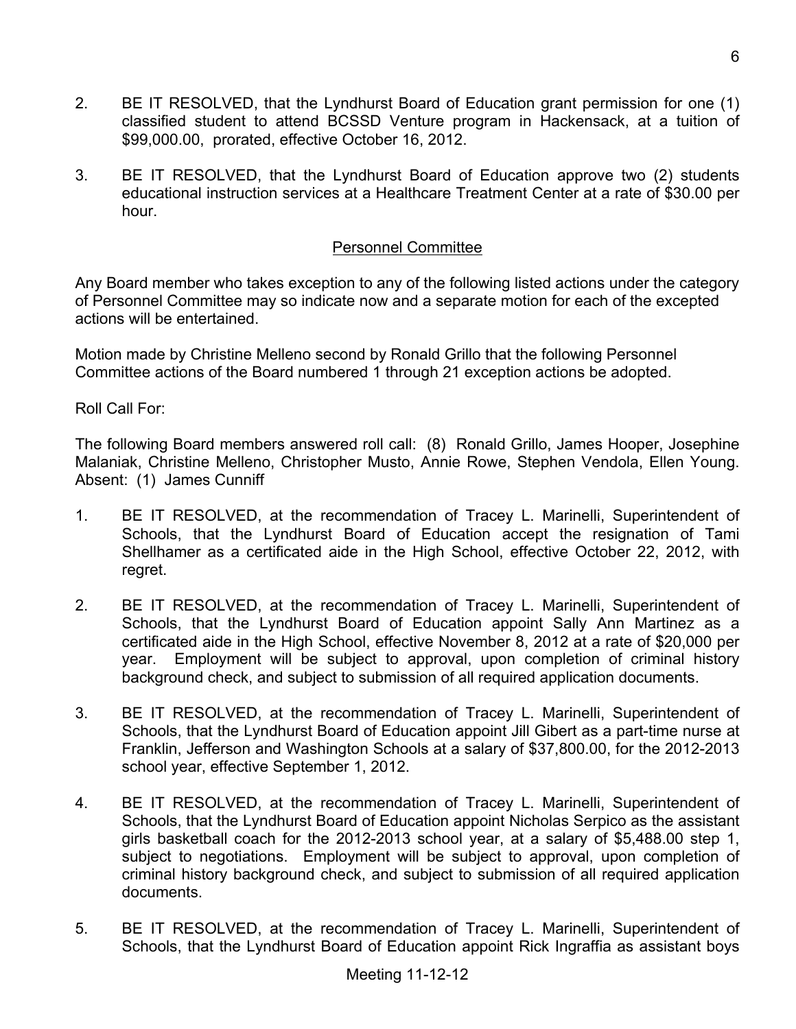2. BE IT RESOLVED, that the Lyndhurst Board of Education grant permission for one (1) classified student to attend BCSSD Venture program in Hackensack, at a tuition of $99,000.00, prorated, effective October 16, 2012.

3. BE IT RESOLVED, that the Lyndhurst Board of Education approve two (2) students educational instruction services at a Healthcare Treatment Center at a rate of $30.00 per hour.

## Personnel Committee

Any Board member who takes exception to any of the following listed actions under the category of Personnel Committee may so indicate now and a separate motion for each of the excepted actions will be entertained.

Motion made by Christine Melleno second by Ronald Grillo that the following Personnel Committee actions of the Board numbered 1 through 21 exception actions be adopted.

Roll Call For:

The following Board members answered roll call: (8) Ronald Grillo, James Hooper, Josephine Malaniak, Christine Melleno, Christopher Musto, Annie Rowe, Stephen Vendola, Ellen Young. Absent: (1) James Cunniff

1. BE IT RESOLVED, at the recommendation of Tracey L. Marinelli, Superintendent of Schools, that the Lyndhurst Board of Education accept the resignation of Tami Shellhamer as a certificated aide in the High School, effective October 22, 2012, with regret.

2. BE IT RESOLVED, at the recommendation of Tracey L. Marinelli, Superintendent of Schools, that the Lyndhurst Board of Education appoint Sally Ann Martinez as a certificated aide in the High School, effective November 8, 2012 at a rate of $20,000 per year. Employment will be subject to approval, upon completion of criminal history background check, and subject to submission of all required application documents.

3. BE IT RESOLVED, at the recommendation of Tracey L. Marinelli, Superintendent of Schools, that the Lyndhurst Board of Education appoint Jill Gibert as a part-time nurse at Franklin, Jefferson and Washington Schools at a salary of $37,800.00, for the 2012-2013 school year, effective September 1, 2012.

4. BE IT RESOLVED, at the recommendation of Tracey L. Marinelli, Superintendent of Schools, that the Lyndhurst Board of Education appoint Nicholas Serpico as the assistant girls basketball coach for the 2012-2013 school year, at a salary of $5,488.00 step 1, subject to negotiations. Employment will be subject to approval, upon completion of criminal history background check, and subject to submission of all required application documents.

5. BE IT RESOLVED, at the recommendation of Tracey L. Marinelli, Superintendent of Schools, that the Lyndhurst Board of Education appoint Rick Ingraffia as assistant boys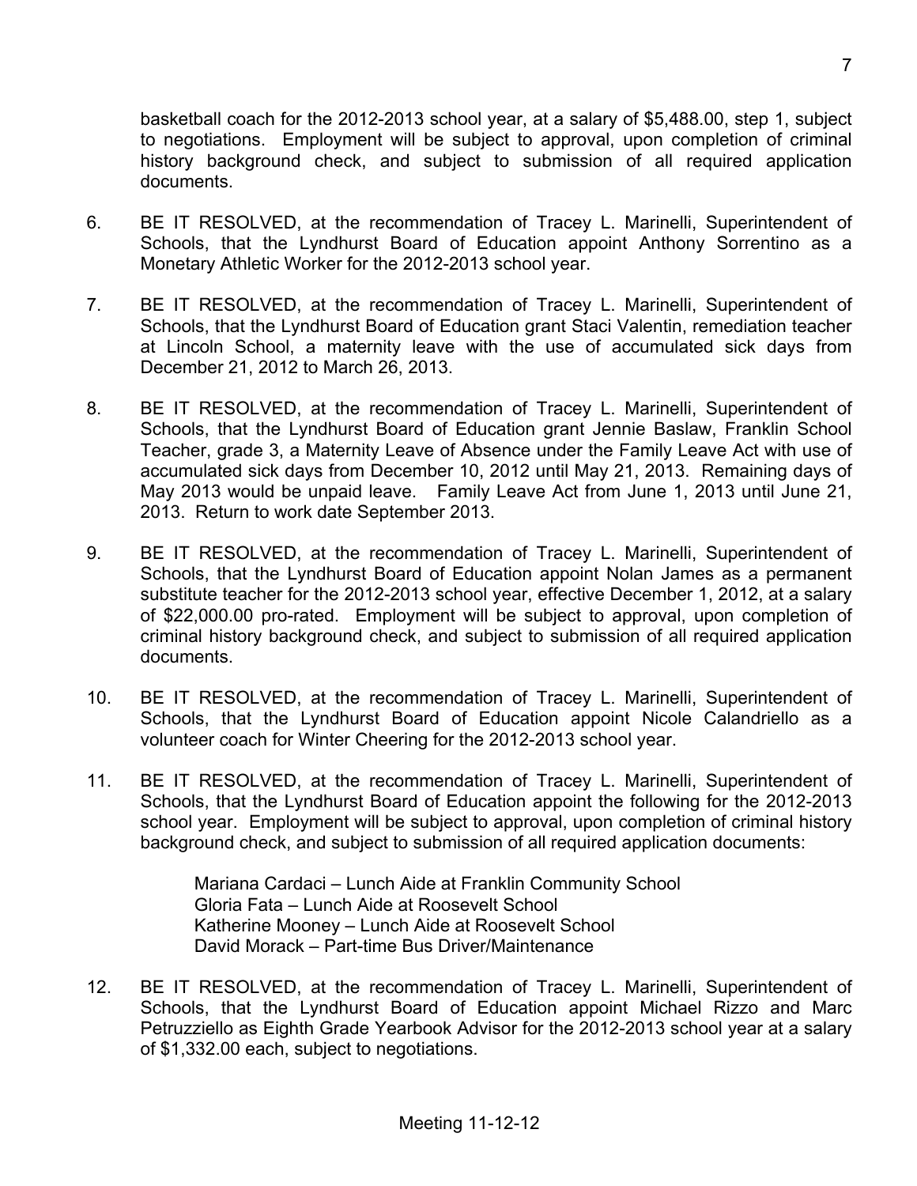basketball coach for the 2012-2013 school year, at a salary of $5,488.00, step 1, subject to negotiations. Employment will be subject to approval, upon completion of criminal history background check, and subject to submission of all required application documents.

6. BE IT RESOLVED, at the recommendation of Tracey L. Marinelli, Superintendent of Schools, that the Lyndhurst Board of Education appoint Anthony Sorrentino as a Monetary Athletic Worker for the 2012-2013 school year.

7. BE IT RESOLVED, at the recommendation of Tracey L. Marinelli, Superintendent of Schools, that the Lyndhurst Board of Education grant Staci Valentin, remediation teacher at Lincoln School, a maternity leave with the use of accumulated sick days from December 21, 2012 to March 26, 2013.

8. BE IT RESOLVED, at the recommendation of Tracey L. Marinelli, Superintendent of Schools, that the Lyndhurst Board of Education grant Jennie Baslaw, Franklin School Teacher, grade 3, a Maternity Leave of Absence under the Family Leave Act with use of accumulated sick days from December 10, 2012 until May 21, 2013. Remaining days of May 2013 would be unpaid leave. Family Leave Act from June 1, 2013 until June 21, 2013. Return to work date September 2013.

9. BE IT RESOLVED, at the recommendation of Tracey L. Marinelli, Superintendent of Schools, that the Lyndhurst Board of Education appoint Nolan James as a permanent substitute teacher for the 2012-2013 school year, effective December 1, 2012, at a salary of $22,000.00 pro-rated. Employment will be subject to approval, upon completion of criminal history background check, and subject to submission of all required application documents.

10. BE IT RESOLVED, at the recommendation of Tracey L. Marinelli, Superintendent of Schools, that the Lyndhurst Board of Education appoint Nicole Calandriello as a volunteer coach for Winter Cheering for the 2012-2013 school year.

11. BE IT RESOLVED, at the recommendation of Tracey L. Marinelli, Superintendent of Schools, that the Lyndhurst Board of Education appoint the following for the 2012-2013 school year. Employment will be subject to approval, upon completion of criminal history background check, and subject to submission of all required application documents:

    Mariana Cardaci – Lunch Aide at Franklin Community School
    Gloria Fata – Lunch Aide at Roosevelt School
    Katherine Mooney – Lunch Aide at Roosevelt School
    David Morack – Part-time Bus Driver/Maintenance

12. BE IT RESOLVED, at the recommendation of Tracey L. Marinelli, Superintendent of Schools, that the Lyndhurst Board of Education appoint Michael Rizzo and Marc Petruzziello as Eighth Grade Yearbook Advisor for the 2012-2013 school year at a salary of $1,332.00 each, subject to negotiations.

Meeting 11-12-12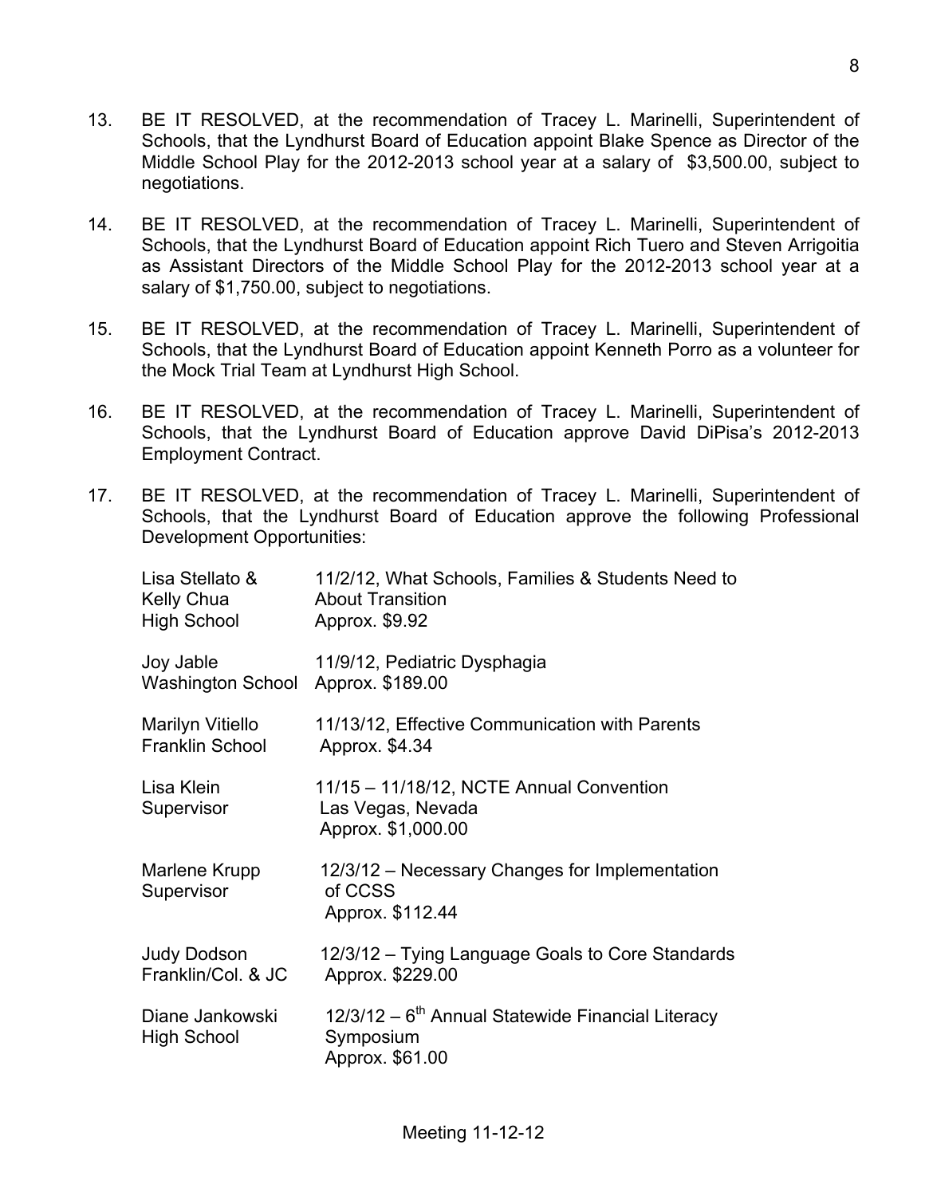13. BE IT RESOLVED, at the recommendation of Tracey L. Marinelli, Superintendent of Schools, that the Lyndhurst Board of Education appoint Blake Spence as Director of the Middle School Play for the 2012-2013 school year at a salary of $3,500.00, subject to negotiations.

14. BE IT RESOLVED, at the recommendation of Tracey L. Marinelli, Superintendent of Schools, that the Lyndhurst Board of Education appoint Rich Tuero and Steven Arrigoitia as Assistant Directors of the Middle School Play for the 2012-2013 school year at a salary of $1,750.00, subject to negotiations.

15. BE IT RESOLVED, at the recommendation of Tracey L. Marinelli, Superintendent of Schools, that the Lyndhurst Board of Education appoint Kenneth Porro as a volunteer for the Mock Trial Team at Lyndhurst High School.

16. BE IT RESOLVED, at the recommendation of Tracey L. Marinelli, Superintendent of Schools, that the Lyndhurst Board of Education approve David DiPisa's 2012-2013 Employment Contract.

17. BE IT RESOLVED, at the recommendation of Tracey L. Marinelli, Superintendent of Schools, that the Lyndhurst Board of Education approve the following Professional Development Opportunities:

| | |
|---|---|
| Lisa Stellato & Kelly Chua High School | 11/2/12, What Schools, Families & Students Need to About Transition Approx. $9.92 |
| Joy Jable Washington School | 11/9/12, Pediatric Dysphagia Approx. $189.00 |
| Marilyn Vitiello Franklin School | 11/13/12, Effective Communication with Parents Approx. $4.34 |
| Lisa Klein Supervisor | 11/15 – 11/18/12, NCTE Annual Convention Las Vegas, Nevada Approx. $1,000.00 |
| Marlene Krupp Supervisor | 12/3/12 – Necessary Changes for Implementation of CCSS Approx. $112.44 |
| Judy Dodson Franklin/Col. & JC | 12/3/12 – Tying Language Goals to Core Standards Approx. $229.00 |
| Diane Jankowski High School | 12/3/12 – 6th Annual Statewide Financial Literacy Symposium Approx. $61.00 |

Meeting 11-12-12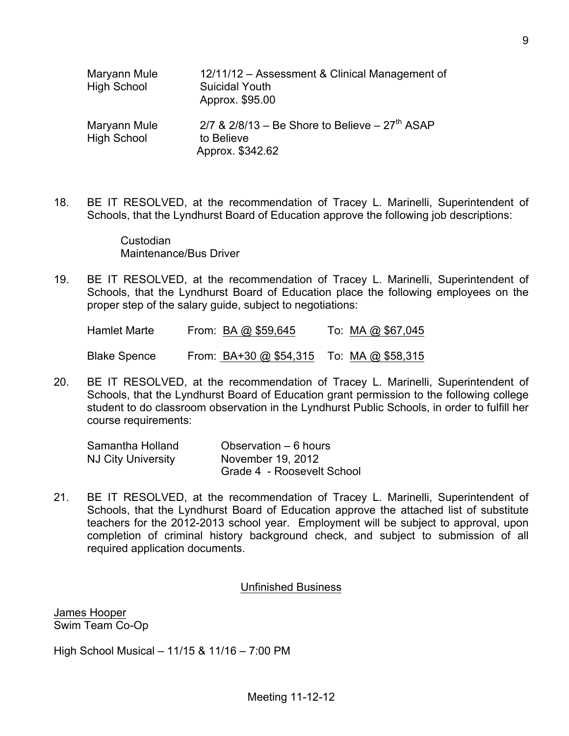| | |
|---|---|
| Maryann Mule<br>High School | 12/11/12 – Assessment & Clinical Management of Suicidal Youth<br>Approx. $95.00 |
| Maryann Mule<br>High School | 2/7 & 2/8/13 – Be Shore to Believe – 27th ASAP to Believe<br>Approx. $342.62 |

18. BE IT RESOLVED, at the recommendation of Tracey L. Marinelli, Superintendent of Schools, that the Lyndhurst Board of Education approve the following job descriptions:

    Custodian
    Maintenance/Bus Driver

19. BE IT RESOLVED, at the recommendation of Tracey L. Marinelli, Superintendent of Schools, that the Lyndhurst Board of Education place the following employees on the proper step of the salary guide, subject to negotiations:

| | | |
|---|---|---|
| Hamlet Marte | From: BA @ $59,645 | To: MA @ $67,045 |
| Blake Spence | From: BA+30 @ $54,315 | To: MA @ $58,315 |

20. BE IT RESOLVED, at the recommendation of Tracey L. Marinelli, Superintendent of Schools, that the Lyndhurst Board of Education grant permission to the following college student to do classroom observation in the Lyndhurst Public Schools, in order to fulfill her course requirements:

| | |
|---|---|
| Samantha Holland<br>NJ City University | Observation – 6 hours<br>November 19, 2012<br>Grade 4 - Roosevelt School |

21. BE IT RESOLVED, at the recommendation of Tracey L. Marinelli, Superintendent of Schools, that the Lyndhurst Board of Education approve the attached list of substitute teachers for the 2012-2013 school year. Employment will be subject to approval, upon completion of criminal history background check, and subject to submission of all required application documents.

## Unfinished Business

James Hooper
Swim Team Co-Op

High School Musical – 11/15 & 11/16 – 7:00 PM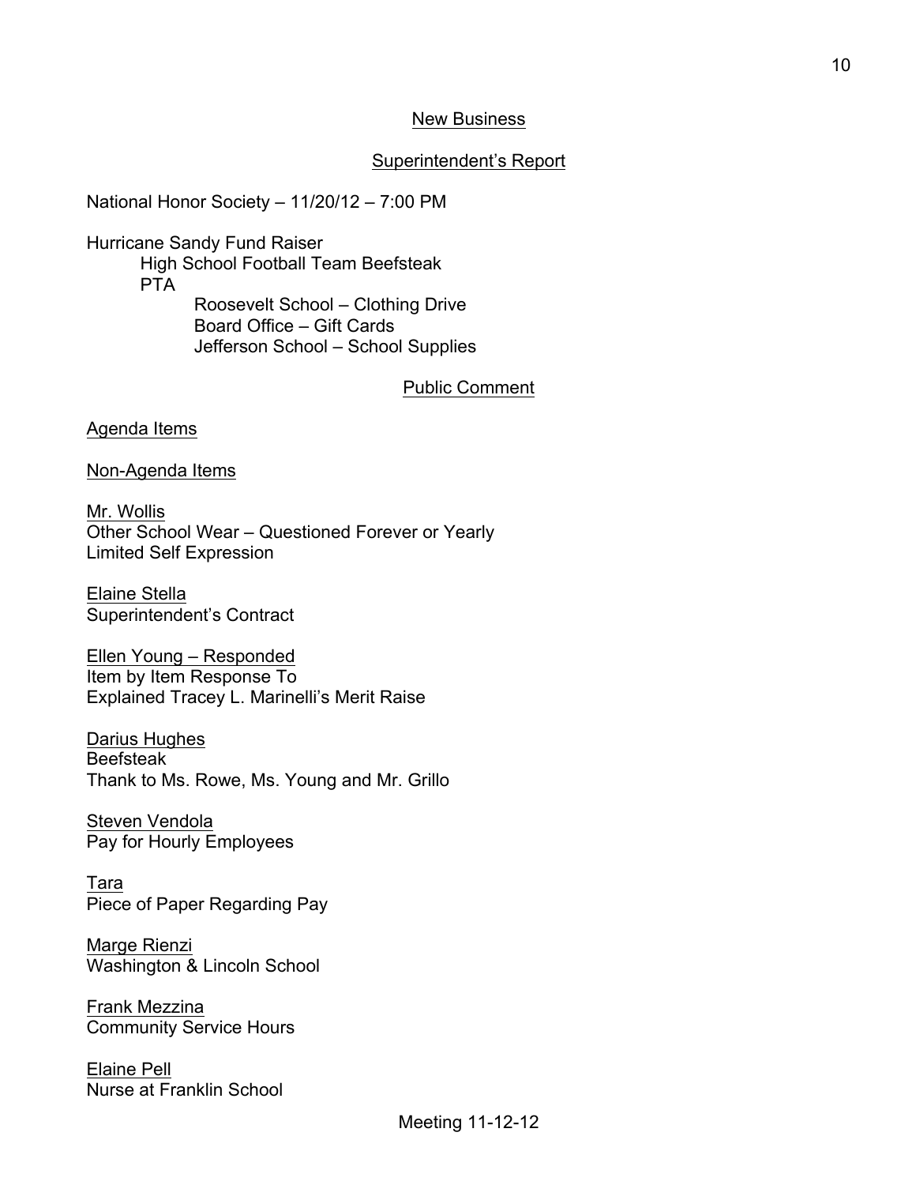## New Business

### Superintendent's Report

National Honor Society – 11/20/12 – 7:00 PM

Hurricane Sandy Fund Raiser
- High School Football Team Beefsteak
- PTA
  - Roosevelt School – Clothing Drive
  - Board Office – Gift Cards
  - Jefferson School – School Supplies

### Public Comment

Agenda Items

Non-Agenda Items

Mr. Wollis
Other School Wear – Questioned Forever or Yearly
Limited Self Expression

Elaine Stella
Superintendent's Contract

Ellen Young – Responded
Item by Item Response To
Explained Tracey L. Marinelli's Merit Raise

Darius Hughes
Beefsteak
Thank to Ms. Rowe, Ms. Young and Mr. Grillo

Steven Vendola
Pay for Hourly Employees

Tara
Piece of Paper Regarding Pay

Marge Rienzi
Washington & Lincoln School

Frank Mezzina
Community Service Hours

Elaine Pell
Nurse at Franklin School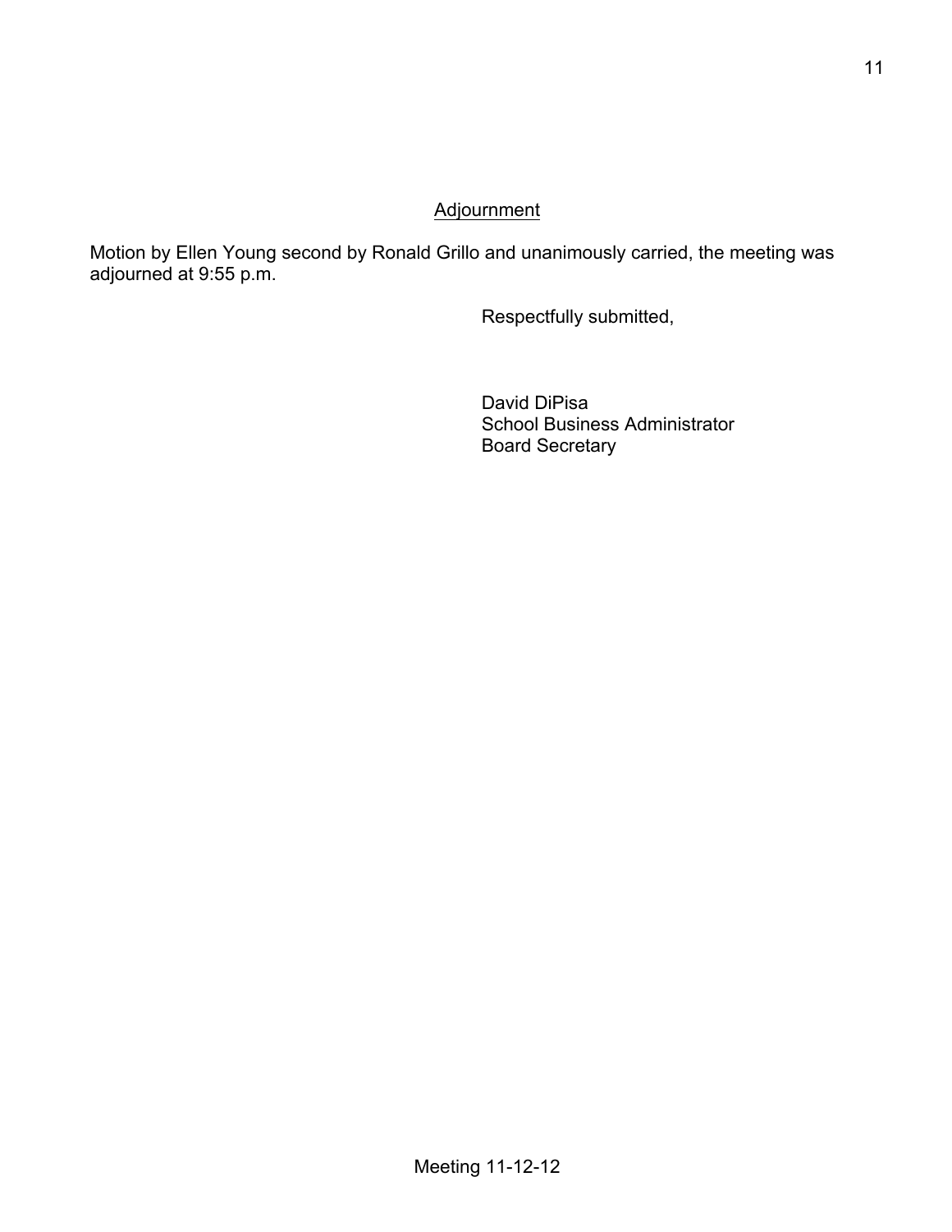## Adjournment

Motion by Ellen Young second by Ronald Grillo and unanimously carried, the meeting was adjourned at 9:55 p.m.

Respectfully submitted,

David DiPisa
School Business Administrator
Board Secretary